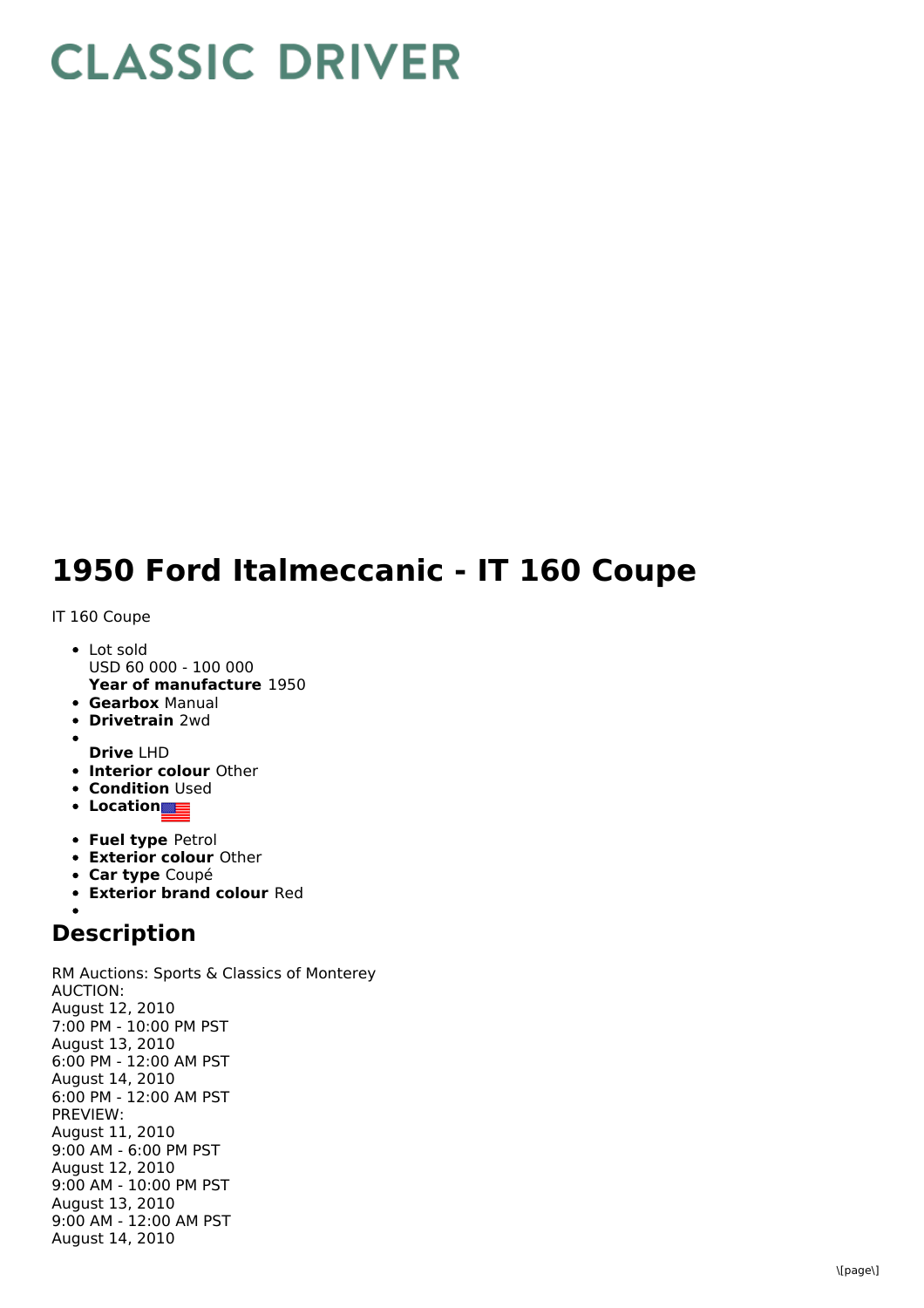# CLASSIC DRIVER

# 1950 Ford Italmeccanic - IT 160 Coupe

IT 160 Coupe

- Lot sold
  USD 60 000 - 100 000
  **Year of manufacture** 1950
- **Gearbox** Manual
- **Drivetrain** 2wd
- 
  **Drive** LHD
- **Interior colour** Other
- **Condition** Used
- **Location**
- **Fuel type** Petrol
- **Exterior colour** Other
- **Car type** Coupé
- **Exterior brand colour** Red
- 

## Description

RM Auctions: Sports & Classics of Monterey
AUCTION:
August 12, 2010
7:00 PM - 10:00 PM PST
August 13, 2010
6:00 PM - 12:00 AM PST
August 14, 2010
6:00 PM - 12:00 AM PST
PREVIEW:
August 11, 2010
9:00 AM - 6:00 PM PST
August 12, 2010
9:00 AM - 10:00 PM PST
August 13, 2010
9:00 AM - 12:00 AM PST
August 14, 2010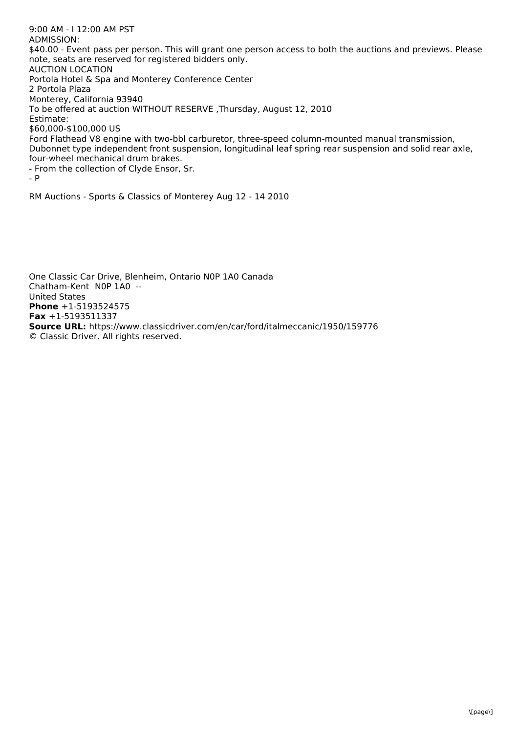9:00 AM - l 12:00 AM PST
ADMISSION:
$40.00 - Event pass per person. This will grant one person access to both the auctions and previews. Please note, seats are reserved for registered bidders only.
AUCTION LOCATION
Portola Hotel & Spa and Monterey Conference Center
2 Portola Plaza
Monterey, California 93940
To be offered at auction WITHOUT RESERVE ,Thursday, August 12, 2010
Estimate:
$60,000-$100,000 US
Ford Flathead V8 engine with two-bbl carburetor, three-speed column-mounted manual transmission, Dubonnet type independent front suspension, longitudinal leaf spring rear suspension and solid rear axle, four-wheel mechanical drum brakes.
- From the collection of Clyde Ensor, Sr.
- P

RM Auctions - Sports & Classics of Monterey Aug 12 - 14 2010

One Classic Car Drive, Blenheim, Ontario N0P 1A0 Canada
Chatham-Kent N0P 1A0 --
United States
**Phone** +1-5193524575
**Fax** +1-5193511337
**Source URL:** https://www.classicdriver.com/en/car/ford/italmeccanic/1950/159776
© Classic Driver. All rights reserved.